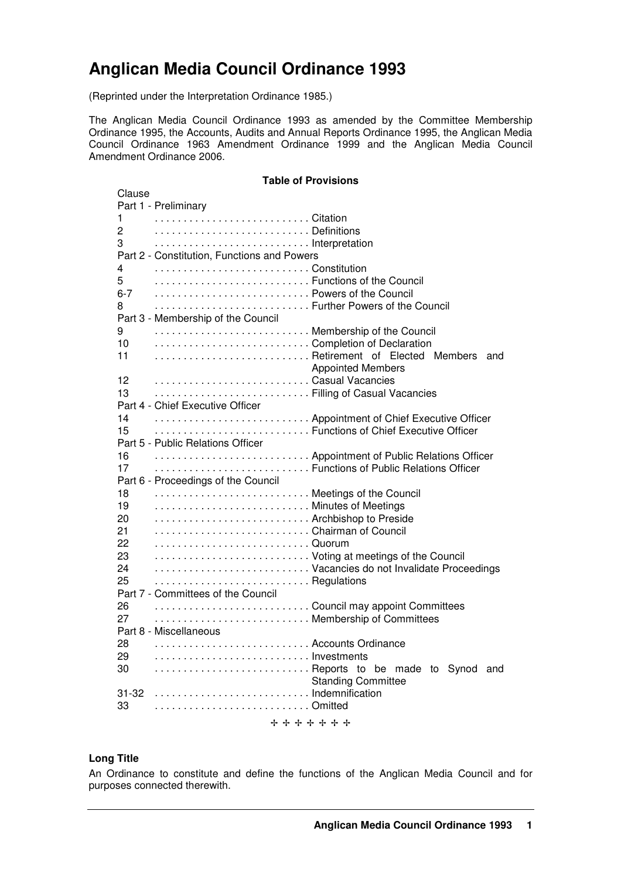# Anglican Media Council Ordinance 1993

(Reprinted under the Interpretation Ordinance 1985.)

The Anglican Media Council Ordinance 1993 as amended by the Committee Membership Ordinance 1995, the Accounts, Audits and Annual Reports Ordinance 1995, the Anglican Media Council Ordinance 1963 Amendment Ordinance 1999 and the Anglican Media Council Amendment Ordinance 2006.

**Table of Provisions**

| Clause | |
|---|---|
| Part 1 - Preliminary | |
| 1 | Citation |
| 2 | Definitions |
| 3 | Interpretation |
| Part 2 - Constitution, Functions and Powers | |
| 4 | Constitution |
| 5 | Functions of the Council |
| 6-7 | Powers of the Council |
| 8 | Further Powers of the Council |
| Part 3 - Membership of the Council | |
| 9 | Membership of the Council |
| 10 | Completion of Declaration |
| 11 | Retirement of Elected Members and Appointed Members |
| 12 | Casual Vacancies |
| 13 | Filling of Casual Vacancies |
| Part 4 - Chief Executive Officer | |
| 14 | Appointment of Chief Executive Officer |
| 15 | Functions of Chief Executive Officer |
| Part 5 - Public Relations Officer | |
| 16 | Appointment of Public Relations Officer |
| 17 | Functions of Public Relations Officer |
| Part 6 - Proceedings of the Council | |
| 18 | Meetings of the Council |
| 19 | Minutes of Meetings |
| 20 | Archbishop to Preside |
| 21 | Chairman of Council |
| 22 | Quorum |
| 23 | Voting at meetings of the Council |
| 24 | Vacancies do not Invalidate Proceedings |
| 25 | Regulations |
| Part 7 - Committees of the Council | |
| 26 | Council may appoint Committees |
| 27 | Membership of Committees |
| Part 8 - Miscellaneous | |
| 28 | Accounts Ordinance |
| 29 | Investments |
| 30 | Reports to be made to Synod and Standing Committee |
| 31-32 | Indemnification |
| 33 | Omitted |

✢ ✢ ✢ ✢ ✢ ✢ ✢

**Long Title**

An Ordinance to constitute and define the functions of the Anglican Media Council and for purposes connected therewith.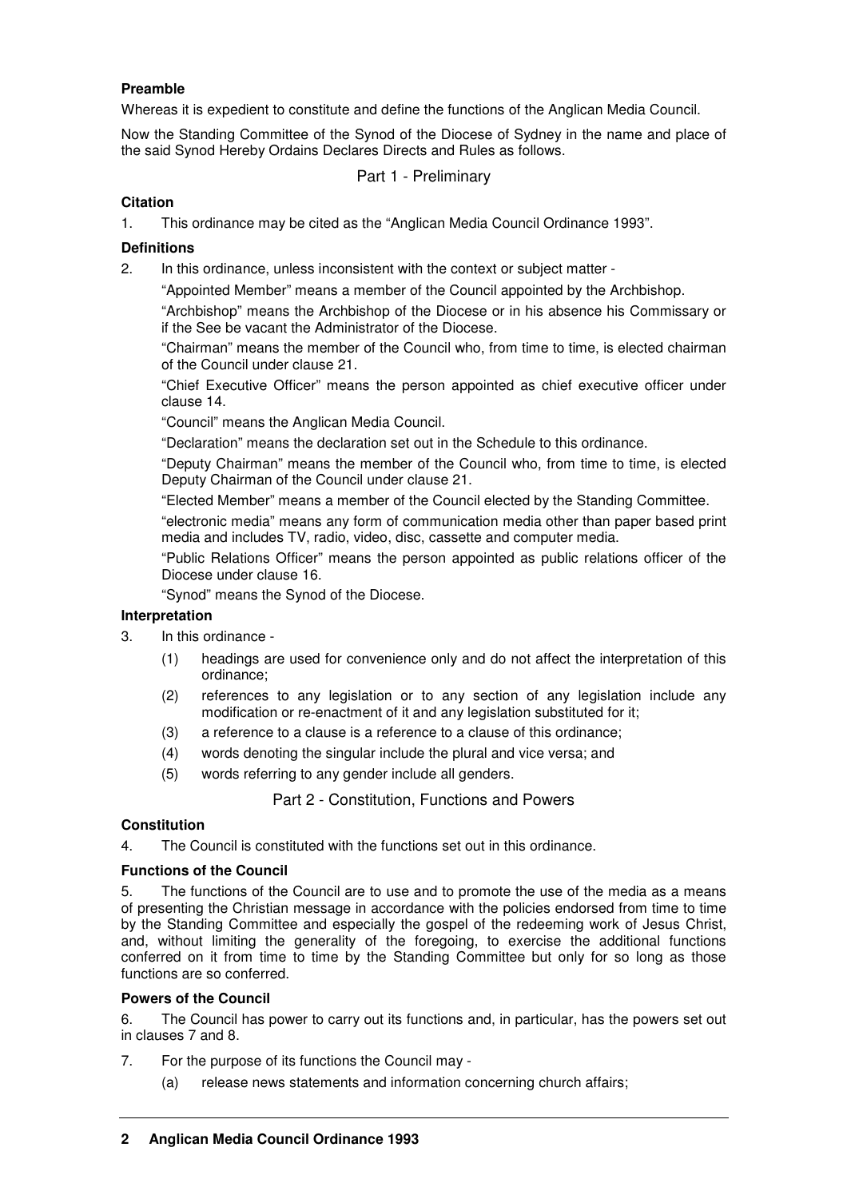**Preamble**

Whereas it is expedient to constitute and define the functions of the Anglican Media Council.

Now the Standing Committee of the Synod of the Diocese of Sydney in the name and place of the said Synod Hereby Ordains Declares Directs and Rules as follows.

## Part 1 - Preliminary

**Citation**

1. This ordinance may be cited as the "Anglican Media Council Ordinance 1993".

**Definitions**

2. In this ordinance, unless inconsistent with the context or subject matter -

   "Appointed Member" means a member of the Council appointed by the Archbishop.

   "Archbishop" means the Archbishop of the Diocese or in his absence his Commissary or if the See be vacant the Administrator of the Diocese.

   "Chairman" means the member of the Council who, from time to time, is elected chairman of the Council under clause 21.

   "Chief Executive Officer" means the person appointed as chief executive officer under clause 14.

   "Council" means the Anglican Media Council.

   "Declaration" means the declaration set out in the Schedule to this ordinance.

   "Deputy Chairman" means the member of the Council who, from time to time, is elected Deputy Chairman of the Council under clause 21.

   "Elected Member" means a member of the Council elected by the Standing Committee.

   "electronic media" means any form of communication media other than paper based print media and includes TV, radio, video, disc, cassette and computer media.

   "Public Relations Officer" means the person appointed as public relations officer of the Diocese under clause 16.

   "Synod" means the Synod of the Diocese.

**Interpretation**

3. In this ordinance -

   (1) headings are used for convenience only and do not affect the interpretation of this ordinance;

   (2) references to any legislation or to any section of any legislation include any modification or re-enactment of it and any legislation substituted for it;

   (3) a reference to a clause is a reference to a clause of this ordinance;

   (4) words denoting the singular include the plural and vice versa; and

   (5) words referring to any gender include all genders.

## Part 2 - Constitution, Functions and Powers

**Constitution**

4. The Council is constituted with the functions set out in this ordinance.

**Functions of the Council**

5. The functions of the Council are to use and to promote the use of the media as a means of presenting the Christian message in accordance with the policies endorsed from time to time by the Standing Committee and especially the gospel of the redeeming work of Jesus Christ, and, without limiting the generality of the foregoing, to exercise the additional functions conferred on it from time to time by the Standing Committee but only for so long as those functions are so conferred.

**Powers of the Council**

6. The Council has power to carry out its functions and, in particular, has the powers set out in clauses 7 and 8.

7. For the purpose of its functions the Council may -

   (a) release news statements and information concerning church affairs;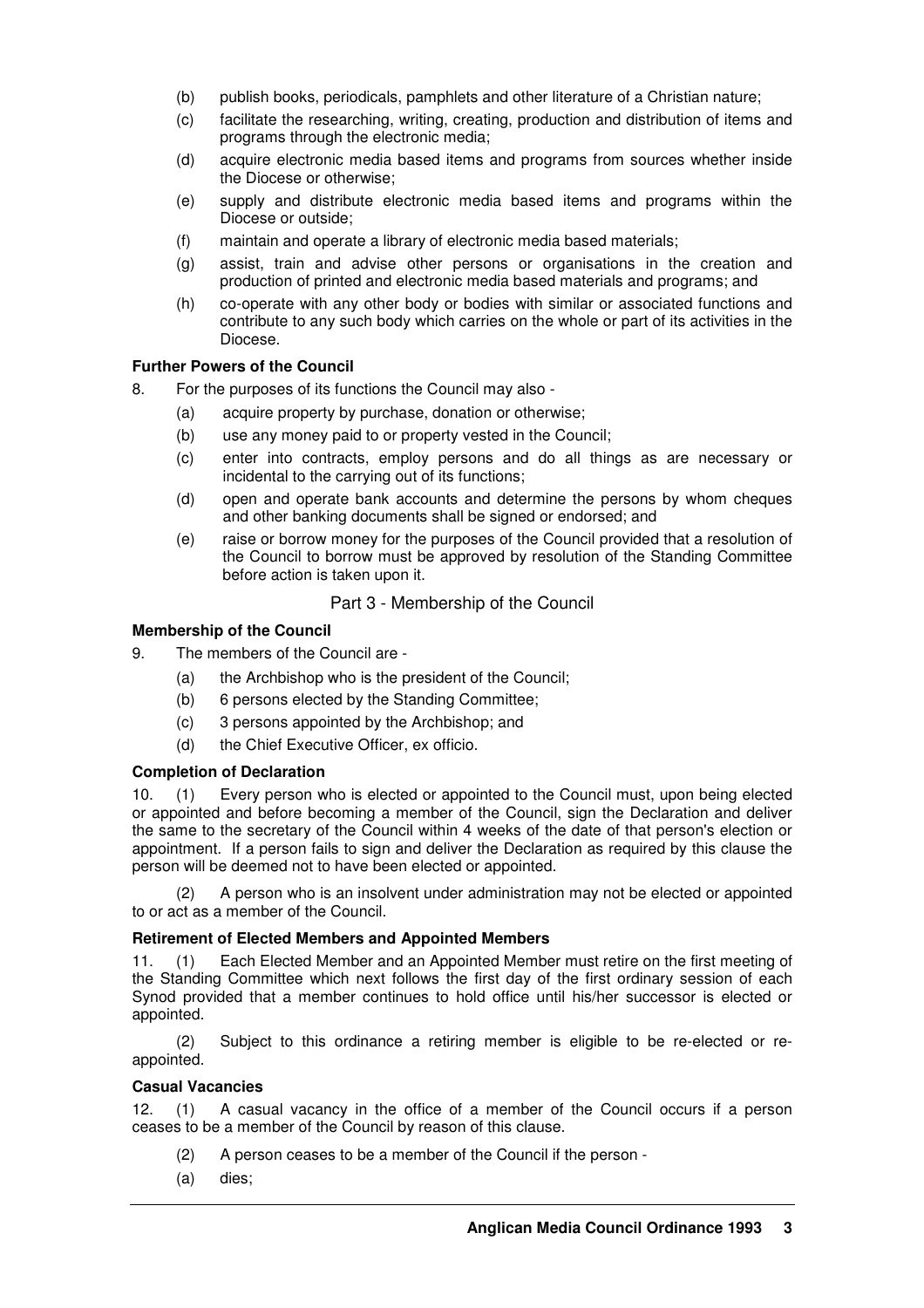(b) publish books, periodicals, pamphlets and other literature of a Christian nature;

(c) facilitate the researching, writing, creating, production and distribution of items and programs through the electronic media;

(d) acquire electronic media based items and programs from sources whether inside the Diocese or otherwise;

(e) supply and distribute electronic media based items and programs within the Diocese or outside;

(f) maintain and operate a library of electronic media based materials;

(g) assist, train and advise other persons or organisations in the creation and production of printed and electronic media based materials and programs; and

(h) co-operate with any other body or bodies with similar or associated functions and contribute to any such body which carries on the whole or part of its activities in the Diocese.

**Further Powers of the Council**

8. For the purposes of its functions the Council may also -

(a) acquire property by purchase, donation or otherwise;

(b) use any money paid to or property vested in the Council;

(c) enter into contracts, employ persons and do all things as are necessary or incidental to the carrying out of its functions;

(d) open and operate bank accounts and determine the persons by whom cheques and other banking documents shall be signed or endorsed; and

(e) raise or borrow money for the purposes of the Council provided that a resolution of the Council to borrow must be approved by resolution of the Standing Committee before action is taken upon it.

## Part 3 - Membership of the Council

**Membership of the Council**

9. The members of the Council are -

(a) the Archbishop who is the president of the Council;

(b) 6 persons elected by the Standing Committee;

(c) 3 persons appointed by the Archbishop; and

(d) the Chief Executive Officer, ex officio.

**Completion of Declaration**

10. (1) Every person who is elected or appointed to the Council must, upon being elected or appointed and before becoming a member of the Council, sign the Declaration and deliver the same to the secretary of the Council within 4 weeks of the date of that person's election or appointment. If a person fails to sign and deliver the Declaration as required by this clause the person will be deemed not to have been elected or appointed.

(2) A person who is an insolvent under administration may not be elected or appointed to or act as a member of the Council.

**Retirement of Elected Members and Appointed Members**

11. (1) Each Elected Member and an Appointed Member must retire on the first meeting of the Standing Committee which next follows the first day of the first ordinary session of each Synod provided that a member continues to hold office until his/her successor is elected or appointed.

(2) Subject to this ordinance a retiring member is eligible to be re-elected or re-appointed.

**Casual Vacancies**

12. (1) A casual vacancy in the office of a member of the Council occurs if a person ceases to be a member of the Council by reason of this clause.

(2) A person ceases to be a member of the Council if the person -

(a) dies;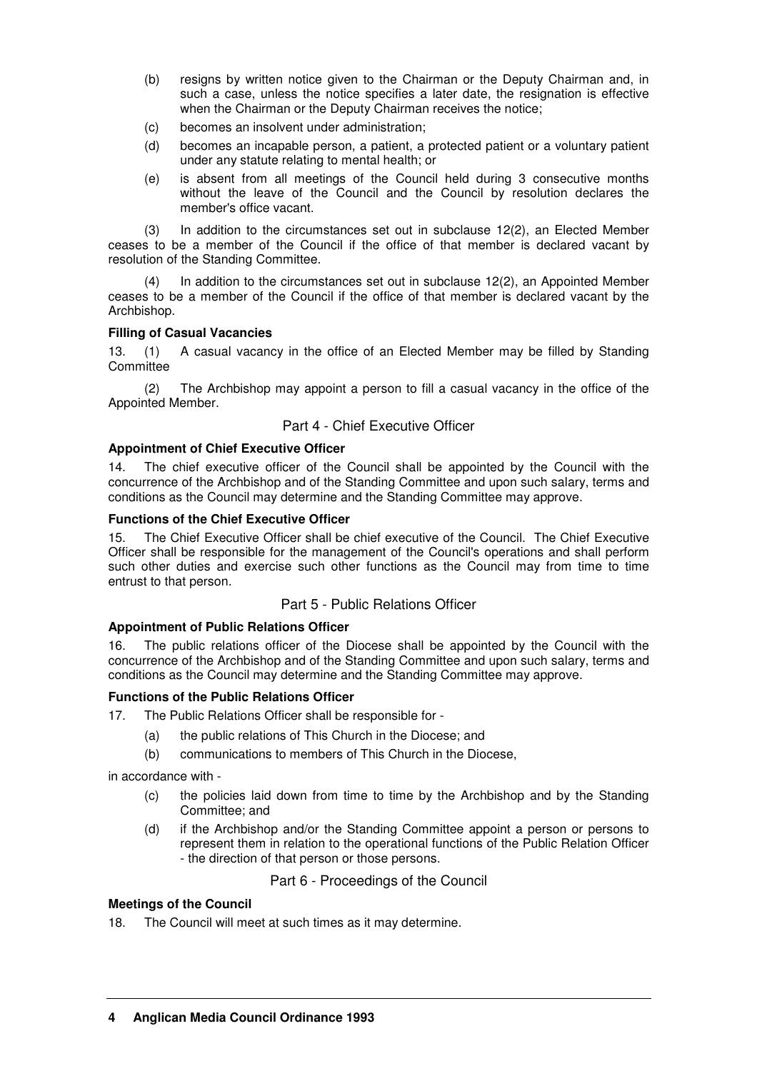(b) resigns by written notice given to the Chairman or the Deputy Chairman and, in such a case, unless the notice specifies a later date, the resignation is effective when the Chairman or the Deputy Chairman receives the notice;

(c) becomes an insolvent under administration;

(d) becomes an incapable person, a patient, a protected patient or a voluntary patient under any statute relating to mental health; or

(e) is absent from all meetings of the Council held during 3 consecutive months without the leave of the Council and the Council by resolution declares the member's office vacant.

(3) In addition to the circumstances set out in subclause 12(2), an Elected Member ceases to be a member of the Council if the office of that member is declared vacant by resolution of the Standing Committee.

(4) In addition to the circumstances set out in subclause 12(2), an Appointed Member ceases to be a member of the Council if the office of that member is declared vacant by the Archbishop.

**Filling of Casual Vacancies**

13. (1) A casual vacancy in the office of an Elected Member may be filled by Standing Committee

(2) The Archbishop may appoint a person to fill a casual vacancy in the office of the Appointed Member.

## Part 4 - Chief Executive Officer

**Appointment of Chief Executive Officer**

14. The chief executive officer of the Council shall be appointed by the Council with the concurrence of the Archbishop and of the Standing Committee and upon such salary, terms and conditions as the Council may determine and the Standing Committee may approve.

**Functions of the Chief Executive Officer**

15. The Chief Executive Officer shall be chief executive of the Council. The Chief Executive Officer shall be responsible for the management of the Council's operations and shall perform such other duties and exercise such other functions as the Council may from time to time entrust to that person.

## Part 5 - Public Relations Officer

**Appointment of Public Relations Officer**

16. The public relations officer of the Diocese shall be appointed by the Council with the concurrence of the Archbishop and of the Standing Committee and upon such salary, terms and conditions as the Council may determine and the Standing Committee may approve.

**Functions of the Public Relations Officer**

17. The Public Relations Officer shall be responsible for -

(a) the public relations of This Church in the Diocese; and

(b) communications to members of This Church in the Diocese,

in accordance with -

(c) the policies laid down from time to time by the Archbishop and by the Standing Committee; and

(d) if the Archbishop and/or the Standing Committee appoint a person or persons to represent them in relation to the operational functions of the Public Relation Officer - the direction of that person or those persons.

## Part 6 - Proceedings of the Council

**Meetings of the Council**

18. The Council will meet at such times as it may determine.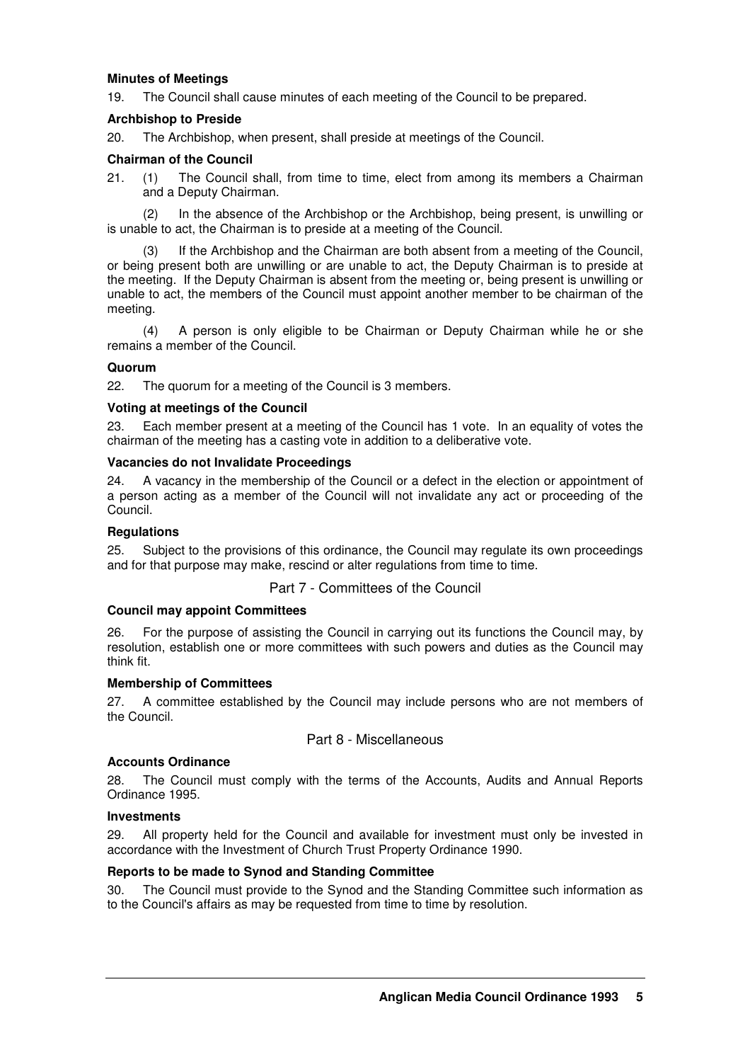**Minutes of Meetings**

19. The Council shall cause minutes of each meeting of the Council to be prepared.

**Archbishop to Preside**

20. The Archbishop, when present, shall preside at meetings of the Council.

**Chairman of the Council**

21. (1) The Council shall, from time to time, elect from among its members a Chairman and a Deputy Chairman.

(2) In the absence of the Archbishop or the Archbishop, being present, is unwilling or is unable to act, the Chairman is to preside at a meeting of the Council.

(3) If the Archbishop and the Chairman are both absent from a meeting of the Council, or being present both are unwilling or are unable to act, the Deputy Chairman is to preside at the meeting. If the Deputy Chairman is absent from the meeting or, being present is unwilling or unable to act, the members of the Council must appoint another member to be chairman of the meeting.

(4) A person is only eligible to be Chairman or Deputy Chairman while he or she remains a member of the Council.

**Quorum**

22. The quorum for a meeting of the Council is 3 members.

**Voting at meetings of the Council**

23. Each member present at a meeting of the Council has 1 vote. In an equality of votes the chairman of the meeting has a casting vote in addition to a deliberative vote.

**Vacancies do not Invalidate Proceedings**

24. A vacancy in the membership of the Council or a defect in the election or appointment of a person acting as a member of the Council will not invalidate any act or proceeding of the Council.

**Regulations**

25. Subject to the provisions of this ordinance, the Council may regulate its own proceedings and for that purpose may make, rescind or alter regulations from time to time.

## Part 7 - Committees of the Council

**Council may appoint Committees**

26. For the purpose of assisting the Council in carrying out its functions the Council may, by resolution, establish one or more committees with such powers and duties as the Council may think fit.

**Membership of Committees**

27. A committee established by the Council may include persons who are not members of the Council.

## Part 8 - Miscellaneous

**Accounts Ordinance**

28. The Council must comply with the terms of the Accounts, Audits and Annual Reports Ordinance 1995.

**Investments**

29. All property held for the Council and available for investment must only be invested in accordance with the Investment of Church Trust Property Ordinance 1990.

**Reports to be made to Synod and Standing Committee**

30. The Council must provide to the Synod and the Standing Committee such information as to the Council's affairs as may be requested from time to time by resolution.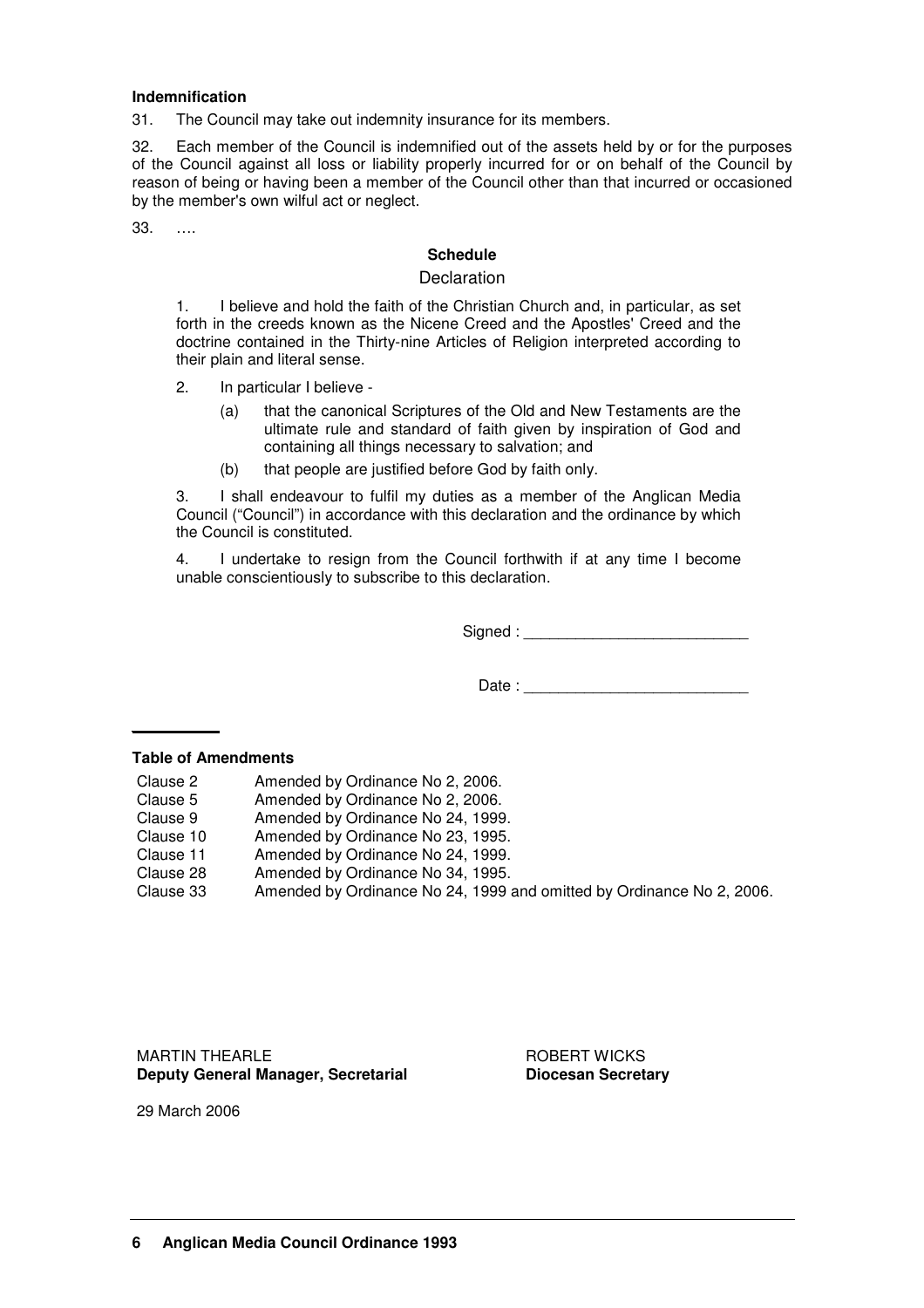**Indemnification**

31. The Council may take out indemnity insurance for its members.

32. Each member of the Council is indemnified out of the assets held by or for the purposes of the Council against all loss or liability properly incurred for or on behalf of the Council by reason of being or having been a member of the Council other than that incurred or occasioned by the member's own wilful act or neglect.

33. ….

## Schedule

### Declaration

1. I believe and hold the faith of the Christian Church and, in particular, as set forth in the creeds known as the Nicene Creed and the Apostles' Creed and the doctrine contained in the Thirty-nine Articles of Religion interpreted according to their plain and literal sense.

2. In particular I believe -

    (a) that the canonical Scriptures of the Old and New Testaments are the ultimate rule and standard of faith given by inspiration of God and containing all things necessary to salvation; and

    (b) that people are justified before God by faith only.

3. I shall endeavour to fulfil my duties as a member of the Anglican Media Council ("Council") in accordance with this declaration and the ordinance by which the Council is constituted.

4. I undertake to resign from the Council forthwith if at any time I become unable conscientiously to subscribe to this declaration.

Signed : __________________________

Date : __________________________

---

**Table of Amendments**

| | |
|---|---|
| Clause 2 | Amended by Ordinance No 2, 2006. |
| Clause 5 | Amended by Ordinance No 2, 2006. |
| Clause 9 | Amended by Ordinance No 24, 1999. |
| Clause 10 | Amended by Ordinance No 23, 1995. |
| Clause 11 | Amended by Ordinance No 24, 1999. |
| Clause 28 | Amended by Ordinance No 34, 1995. |
| Clause 33 | Amended by Ordinance No 24, 1999 and omitted by Ordinance No 2, 2006. |

MARTIN THEARLE
**Deputy General Manager, Secretarial**

ROBERT WICKS
**Diocesan Secretary**

29 March 2006